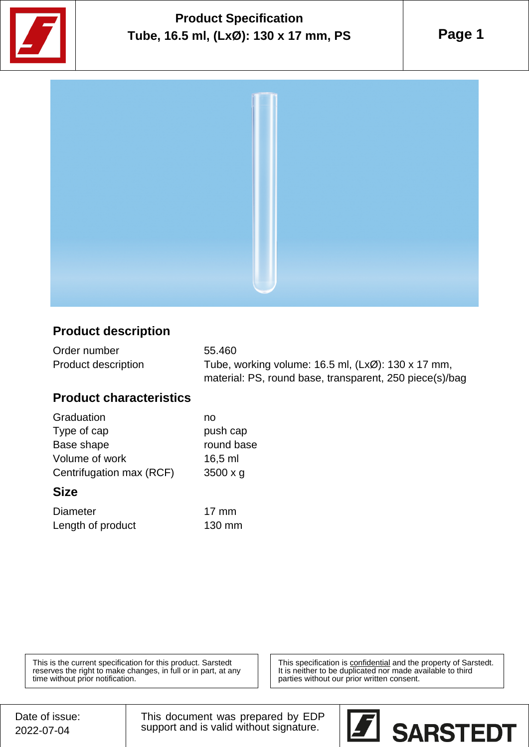# Product Specification
## Tube, 16.5 ml, (LxØ): 130 x 17 mm, PS

### Product description

| | |
|---|---|
| Order number | 55.460 |
| Product description | Tube, working volume: 16.5 ml, (LxØ): 130 x 17 mm, material: PS, round base, transparent, 250 piece(s)/bag |

### Product characteristics

| | |
|---|---|
| Graduation | no |
| Type of cap | push cap |
| Base shape | round base |
| Volume of work | 16,5 ml |
| Centrifugation max (RCF) | 3500 x g |

### Size

| | |
|---|---|
| Diameter | 17 mm |
| Length of product | 130 mm |

This is the current specification for this product. Sarstedt reserves the right to make changes, in full or in part, at any time without prior notification.

This specification is confidential and the property of Sarstedt. It is neither to be duplicated nor made available to third parties without our prior written consent.

Date of issue: 2022-07-04

This document was prepared by EDP support and is valid without signature.

SARSTEDT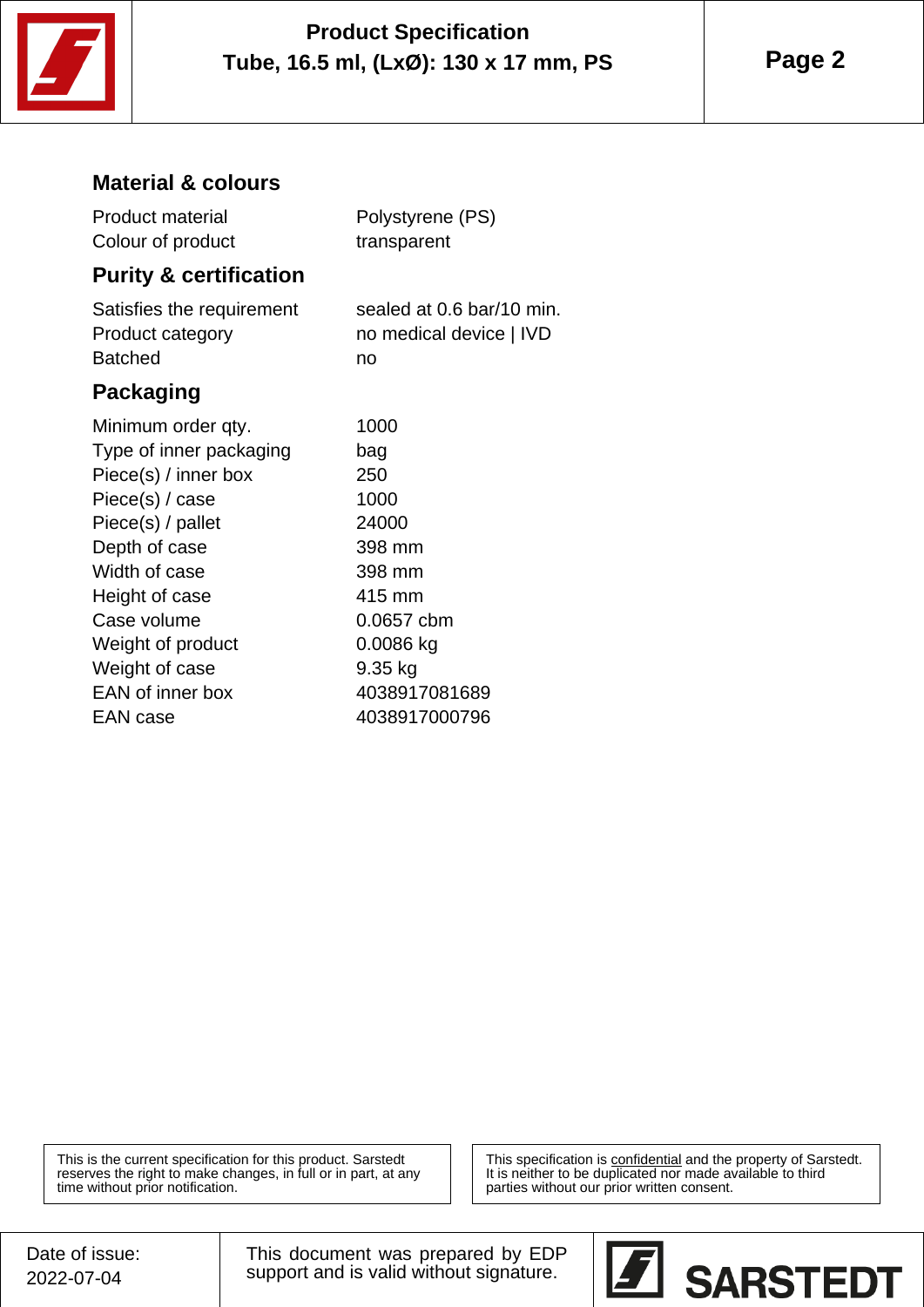## Material & colours

| | |
|---|---|
| Product material | Polystyrene (PS) |
| Colour of product | transparent |

## Purity & certification

| | |
|---|---|
| Satisfies the requirement | sealed at 0.6 bar/10 min. |
| Product category | no medical device \| IVD |
| Batched | no |

## Packaging

| | |
|---|---|
| Minimum order qty. | 1000 |
| Type of inner packaging | bag |
| Piece(s) / inner box | 250 |
| Piece(s) / case | 1000 |
| Piece(s) / pallet | 24000 |
| Depth of case | 398 mm |
| Width of case | 398 mm |
| Height of case | 415 mm |
| Case volume | 0.0657 cbm |
| Weight of product | 0.0086 kg |
| Weight of case | 9.35 kg |
| EAN of inner box | 4038917081689 |
| EAN case | 4038917000796 |

This is the current specification for this product. Sarstedt reserves the right to make changes, in full or in part, at any time without prior notification.

This specification is confidential and the property of Sarstedt. It is neither to be duplicated nor made available to third parties without our prior written consent.

Date of issue: 2022-07-04

This document was prepared by EDP support and is valid without signature.